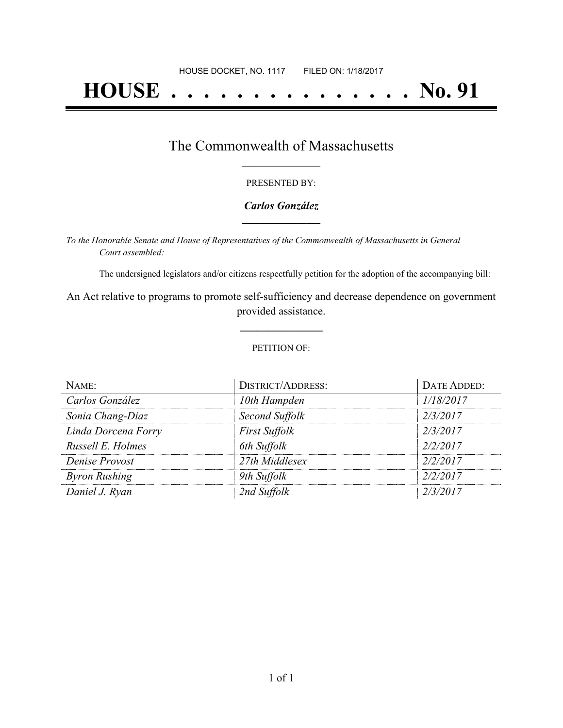HOUSE DOCKET, NO. 1117 FILED ON: 1/18/2017

# HOUSE . . . . . . . . . . . . . . . No. 91

## The Commonwealth of Massachusetts

PRESENTED BY:

***Carlos González***

*To the Honorable Senate and House of Representatives of the Commonwealth of Massachusetts in General Court assembled:*

The undersigned legislators and/or citizens respectfully petition for the adoption of the accompanying bill:

An Act relative to programs to promote self-sufficiency and decrease dependence on government provided assistance.

PETITION OF:

| NAME: | DISTRICT/ADDRESS: | DATE ADDED: |
|---|---|---|
| *Carlos González* | *10th Hampden* | *1/18/2017* |
| *Sonia Chang-Diaz* | *Second Suffolk* | *2/3/2017* |
| *Linda Dorcena Forry* | *First Suffolk* | *2/3/2017* |
| *Russell E. Holmes* | *6th Suffolk* | *2/2/2017* |
| *Denise Provost* | *27th Middlesex* | *2/2/2017* |
| *Byron Rushing* | *9th Suffolk* | *2/2/2017* |
| *Daniel J. Ryan* | *2nd Suffolk* | *2/3/2017* |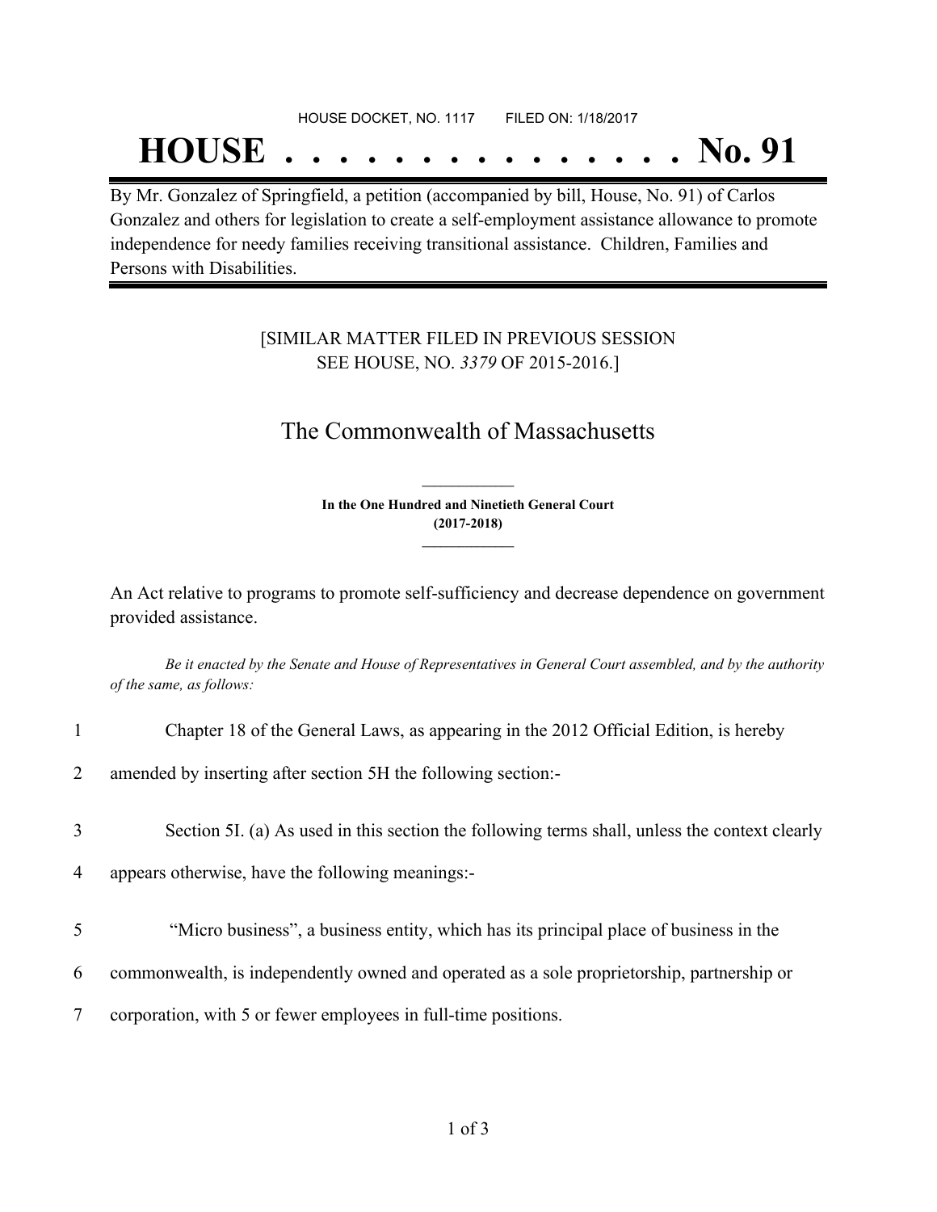HOUSE DOCKET, NO. 1117 FILED ON: 1/18/2017

# HOUSE . . . . . . . . . . . . . . . No. 91

By Mr. Gonzalez of Springfield, a petition (accompanied by bill, House, No. 91) of Carlos Gonzalez and others for legislation to create a self-employment assistance allowance to promote independence for needy families receiving transitional assistance. Children, Families and Persons with Disabilities.

[SIMILAR MATTER FILED IN PREVIOUS SESSION SEE HOUSE, NO. *3379* OF 2015-2016.]

## The Commonwealth of Massachusetts

**In the One Hundred and Ninetieth General Court (2017-2018)**

An Act relative to programs to promote self-sufficiency and decrease dependence on government provided assistance.

*Be it enacted by the Senate and House of Representatives in General Court assembled, and by the authority of the same, as follows:*

1 Chapter 18 of the General Laws, as appearing in the 2012 Official Edition, is hereby
2 amended by inserting after section 5H the following section:-

3 Section 5I. (a) As used in this section the following terms shall, unless the context clearly
4 appears otherwise, have the following meanings:-

5 "Micro business", a business entity, which has its principal place of business in the
6 commonwealth, is independently owned and operated as a sole proprietorship, partnership or
7 corporation, with 5 or fewer employees in full-time positions.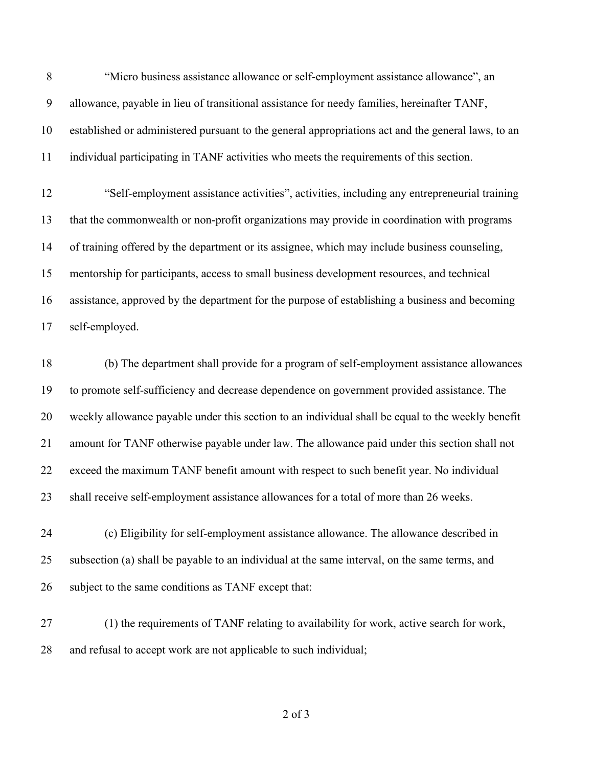"Micro business assistance allowance or self-employment assistance allowance", an allowance, payable in lieu of transitional assistance for needy families, hereinafter TANF, established or administered pursuant to the general appropriations act and the general laws, to an individual participating in TANF activities who meets the requirements of this section.

"Self-employment assistance activities", activities, including any entrepreneurial training that the commonwealth or non-profit organizations may provide in coordination with programs of training offered by the department or its assignee, which may include business counseling, mentorship for participants, access to small business development resources, and technical assistance, approved by the department for the purpose of establishing a business and becoming self-employed.

(b) The department shall provide for a program of self-employment assistance allowances to promote self-sufficiency and decrease dependence on government provided assistance. The weekly allowance payable under this section to an individual shall be equal to the weekly benefit amount for TANF otherwise payable under law. The allowance paid under this section shall not exceed the maximum TANF benefit amount with respect to such benefit year. No individual shall receive self-employment assistance allowances for a total of more than 26 weeks.

(c) Eligibility for self-employment assistance allowance. The allowance described in subsection (a) shall be payable to an individual at the same interval, on the same terms, and subject to the same conditions as TANF except that:

(1) the requirements of TANF relating to availability for work, active search for work, and refusal to accept work are not applicable to such individual;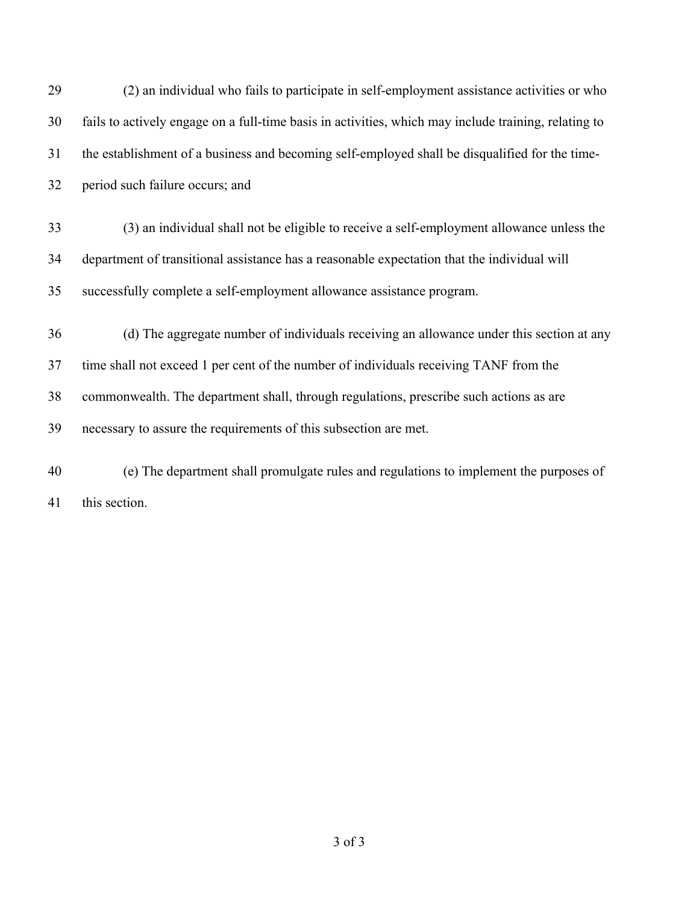(2) an individual who fails to participate in self-employment assistance activities or who fails to actively engage on a full-time basis in activities, which may include training, relating to the establishment of a business and becoming self-employed shall be disqualified for the time-period such failure occurs; and

(3) an individual shall not be eligible to receive a self-employment allowance unless the department of transitional assistance has a reasonable expectation that the individual will successfully complete a self-employment allowance assistance program.

(d) The aggregate number of individuals receiving an allowance under this section at any time shall not exceed 1 per cent of the number of individuals receiving TANF from the commonwealth. The department shall, through regulations, prescribe such actions as are necessary to assure the requirements of this subsection are met.

(e) The department shall promulgate rules and regulations to implement the purposes of this section.